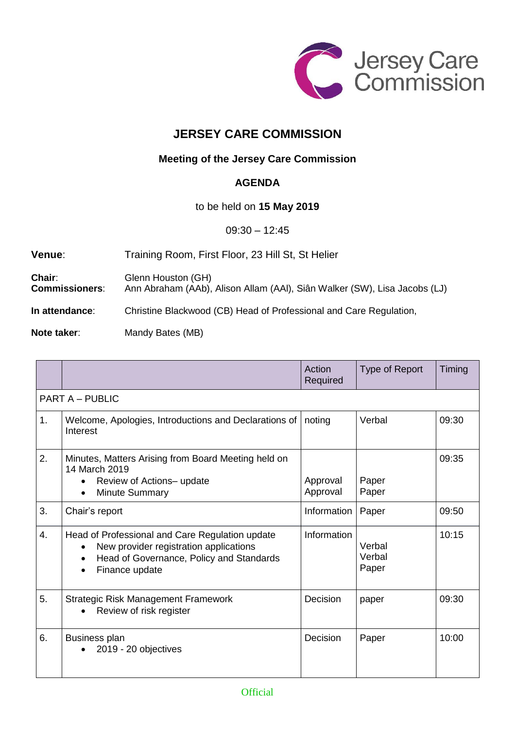Jersey Care Commission

# JERSEY CARE COMMISSION

## Meeting of the Jersey Care Commission

## AGENDA

to be held on **15 May 2019**

09:30 – 12:45

**Venue**: Training Room, First Floor, 23 Hill St, St Helier

**Chair**: Glenn Houston (GH)
**Commissioners**: Ann Abraham (AAb), Alison Allam (AAl), Siân Walker (SW), Lisa Jacobs (LJ)

**In attendance**: Christine Blackwood (CB) Head of Professional and Care Regulation,

**Note taker**: Mandy Bates (MB)

| | | Action Required | Type of Report | Timing |
|---|---|---|---|---|
| PART A – PUBLIC | | | | |
| 1. | Welcome, Apologies, Introductions and Declarations of Interest | noting | Verbal | 09:30 |
| 2. | Minutes, Matters Arising from Board Meeting held on 14 March 2019<br>• Review of Actions– update<br>• Minute Summary | Approval<br>Approval | Paper<br>Paper | 09:35 |
| 3. | Chair's report | Information | Paper | 09:50 |
| 4. | Head of Professional and Care Regulation update<br>• New provider registration applications<br>• Head of Governance, Policy and Standards<br>• Finance update | Information | Verbal<br>Verbal<br>Paper | 10:15 |
| 5. | Strategic Risk Management Framework<br>• Review of risk register | Decision | paper | 09:30 |
| 6. | Business plan<br>• 2019 - 20 objectives | Decision | Paper | 10:00 |

Official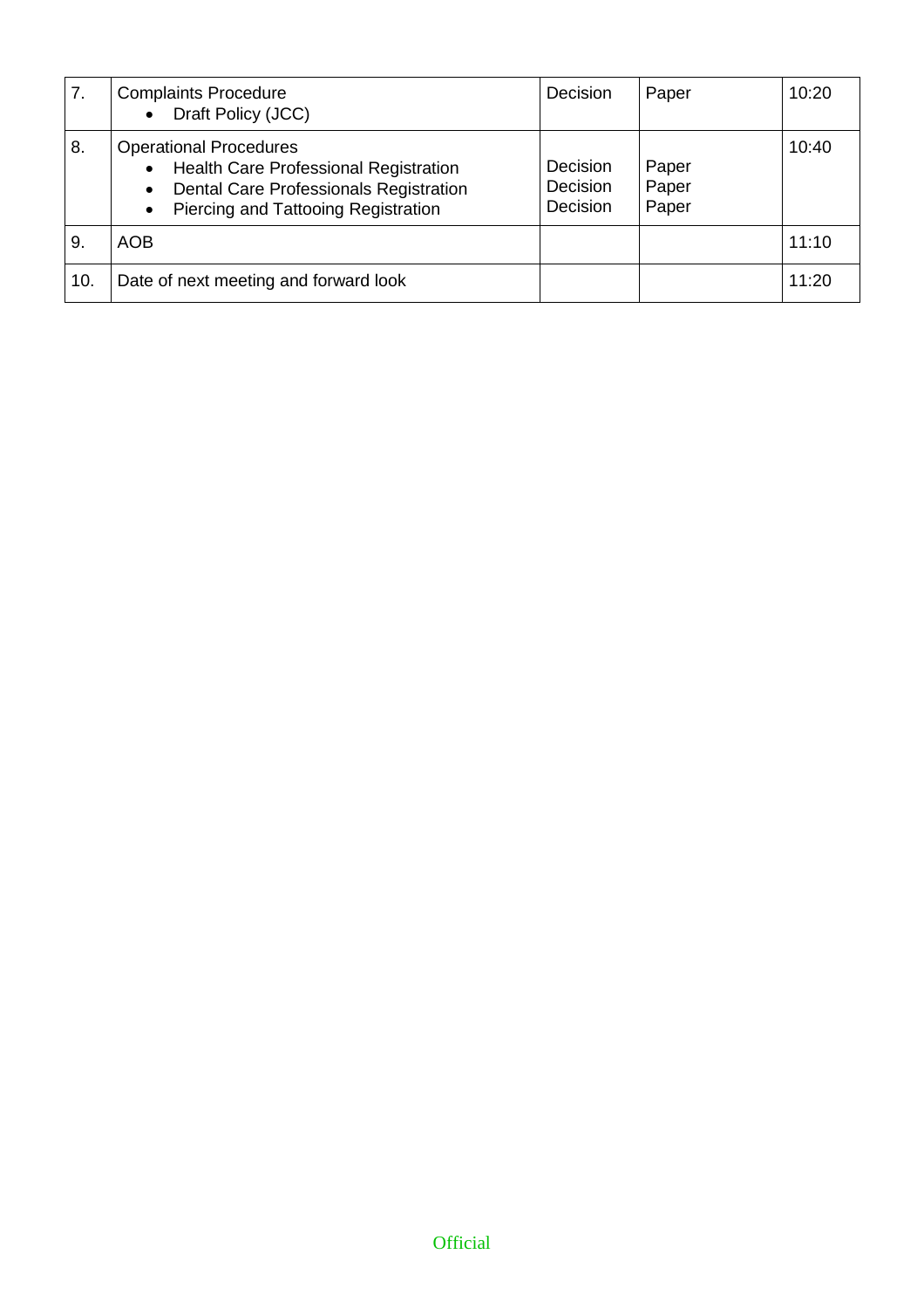| | | | | |
|---|---|---|---|---|
| 7. | Complaints Procedure<br>• Draft Policy (JCC) | Decision | Paper | 10:20 |
| 8. | Operational Procedures<br>• Health Care Professional Registration<br>• Dental Care Professionals Registration<br>• Piercing and Tattooing Registration | <br>Decision<br>Decision<br>Decision | <br>Paper<br>Paper<br>Paper | 10:40 |
| 9. | AOB | | | 11:10 |
| 10. | Date of next meeting and forward look | | | 11:20 |

Official